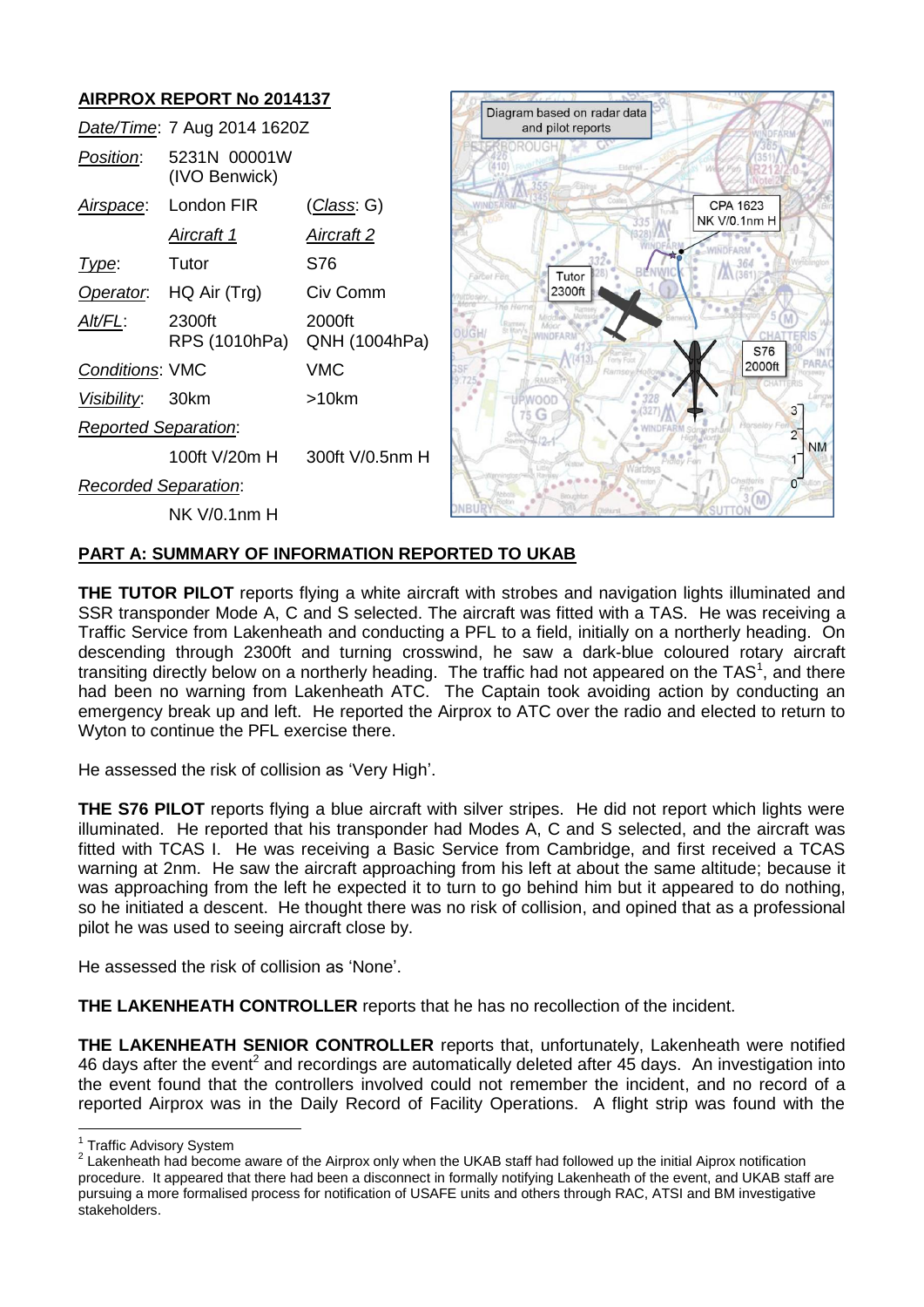## AIRPROX REPORT No 2014137

| | | |
|---|---|---|
| *Date/Time*: | 7 Aug 2014 1620Z | |
| *Position*: | 5231N 00001W (IVO Benwick) | |
| *Airspace*: | London FIR | (*Class*: G) |
| | *Aircraft 1* | *Aircraft 2* |
| *Type*: | Tutor | S76 |
| *Operator*: | HQ Air (Trg) | Civ Comm |
| *Alt/FL*: | 2300ft RPS (1010hPa) | 2000ft QNH (1004hPa) |
| *Conditions*: | VMC | VMC |
| *Visibility*: | 30km | >10km |
| *Reported Separation*: | | |
| | 100ft V/20m H | 300ft V/0.5nm H |
| *Recorded Separation*: | | |
| | NK V/0.1nm H | |

Diagram based on radar data and pilot reports

## PART A: SUMMARY OF INFORMATION REPORTED TO UKAB

**THE TUTOR PILOT** reports flying a white aircraft with strobes and navigation lights illuminated and SSR transponder Mode A, C and S selected. The aircraft was fitted with a TAS. He was receiving a Traffic Service from Lakenheath and conducting a PFL to a field, initially on a northerly heading. On descending through 2300ft and turning crosswind, he saw a dark-blue coloured rotary aircraft transiting directly below on a northerly heading. The traffic had not appeared on the TAS[1], and there had been no warning from Lakenheath ATC. The Captain took avoiding action by conducting an emergency break up and left. He reported the Airprox to ATC over the radio and elected to return to Wyton to continue the PFL exercise there.

He assessed the risk of collision as 'Very High'.

**THE S76 PILOT** reports flying a blue aircraft with silver stripes. He did not report which lights were illuminated. He reported that his transponder had Modes A, C and S selected, and the aircraft was fitted with TCAS I. He was receiving a Basic Service from Cambridge, and first received a TCAS warning at 2nm. He saw the aircraft approaching from his left at about the same altitude; because it was approaching from the left he expected it to turn to go behind him but it appeared to do nothing, so he initiated a descent. He thought there was no risk of collision, and opined that as a professional pilot he was used to seeing aircraft close by.

He assessed the risk of collision as 'None'.

**THE LAKENHEATH CONTROLLER** reports that he has no recollection of the incident.

**THE LAKENHEATH SENIOR CONTROLLER** reports that, unfortunately, Lakenheath were notified 46 days after the event[2] and recordings are automatically deleted after 45 days. An investigation into the event found that the controllers involved could not remember the incident, and no record of a reported Airprox was in the Daily Record of Facility Operations. A flight strip was found with the

[1] Traffic Advisory System

[2] Lakenheath had become aware of the Airprox only when the UKAB staff had followed up the initial Airprox notification procedure. It appeared that there had been a disconnect in formally notifying Lakenheath of the event, and UKAB staff are pursuing a more formalised process for notification of USAFE units and others through RAC, ATSI and BM investigative stakeholders.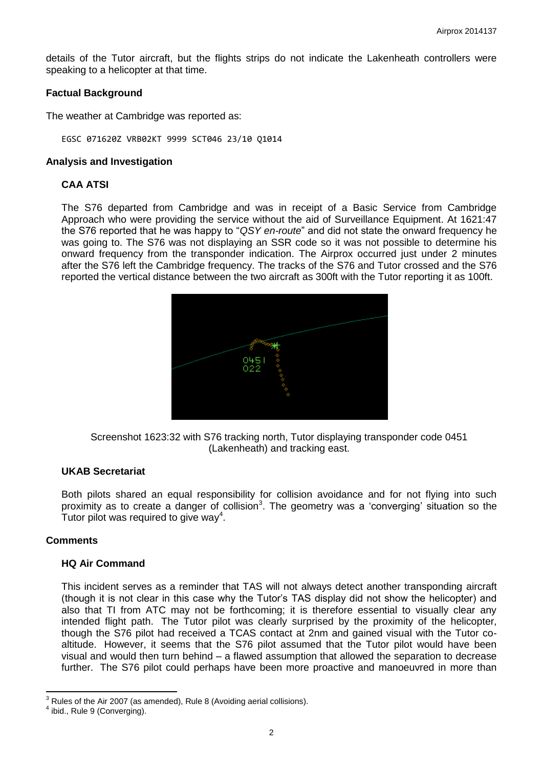details of the Tutor aircraft, but the flights strips do not indicate the Lakenheath controllers were speaking to a helicopter at that time.

## Factual Background

The weather at Cambridge was reported as:

```
EGSC 071620Z VRB02KT 9999 SCT046 23/10 Q1014
```

## Analysis and Investigation

### CAA ATSI

The S76 departed from Cambridge and was in receipt of a Basic Service from Cambridge Approach who were providing the service without the aid of Surveillance Equipment. At 1621:47 the S76 reported that he was happy to "*QSY en-route*" and did not state the onward frequency he was going to. The S76 was not displaying an SSR code so it was not possible to determine his onward frequency from the transponder indication. The Airprox occurred just under 2 minutes after the S76 left the Cambridge frequency. The tracks of the S76 and Tutor crossed and the S76 reported the vertical distance between the two aircraft as 300ft with the Tutor reporting it as 100ft.

Screenshot 1623:32 with S76 tracking north, Tutor displaying transponder code 0451 (Lakenheath) and tracking east.

### UKAB Secretariat

Both pilots shared an equal responsibility for collision avoidance and for not flying into such proximity as to create a danger of collision[3]. The geometry was a 'converging' situation so the Tutor pilot was required to give way[4].

## Comments

### HQ Air Command

This incident serves as a reminder that TAS will not always detect another transponding aircraft (though it is not clear in this case why the Tutor's TAS display did not show the helicopter) and also that TI from ATC may not be forthcoming; it is therefore essential to visually clear any intended flight path. The Tutor pilot was clearly surprised by the proximity of the helicopter, though the S76 pilot had received a TCAS contact at 2nm and gained visual with the Tutor co-altitude. However, it seems that the S76 pilot assumed that the Tutor pilot would have been visual and would then turn behind – a flawed assumption that allowed the separation to decrease further. The S76 pilot could perhaps have been more proactive and manoeuvred in more than

---

[3] Rules of the Air 2007 (as amended), Rule 8 (Avoiding aerial collisions).

[4] ibid., Rule 9 (Converging).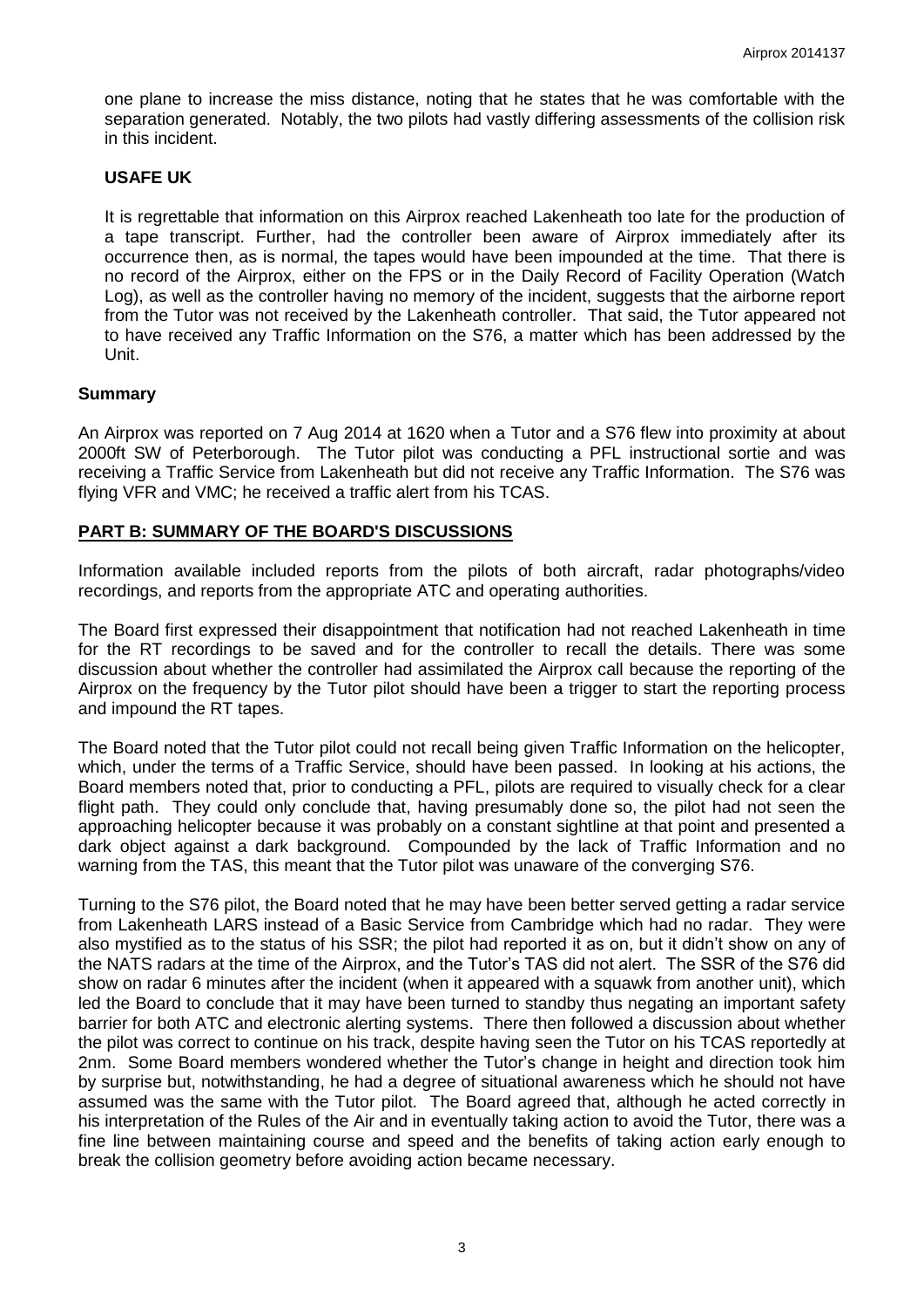one plane to increase the miss distance, noting that he states that he was comfortable with the separation generated. Notably, the two pilots had vastly differing assessments of the collision risk in this incident.

### USAFE UK

It is regrettable that information on this Airprox reached Lakenheath too late for the production of a tape transcript. Further, had the controller been aware of Airprox immediately after its occurrence then, as is normal, the tapes would have been impounded at the time. That there is no record of the Airprox, either on the FPS or in the Daily Record of Facility Operation (Watch Log), as well as the controller having no memory of the incident, suggests that the airborne report from the Tutor was not received by the Lakenheath controller. That said, the Tutor appeared not to have received any Traffic Information on the S76, a matter which has been addressed by the Unit.

### Summary

An Airprox was reported on 7 Aug 2014 at 1620 when a Tutor and a S76 flew into proximity at about 2000ft SW of Peterborough. The Tutor pilot was conducting a PFL instructional sortie and was receiving a Traffic Service from Lakenheath but did not receive any Traffic Information. The S76 was flying VFR and VMC; he received a traffic alert from his TCAS.

## PART B: SUMMARY OF THE BOARD'S DISCUSSIONS

Information available included reports from the pilots of both aircraft, radar photographs/video recordings, and reports from the appropriate ATC and operating authorities.

The Board first expressed their disappointment that notification had not reached Lakenheath in time for the RT recordings to be saved and for the controller to recall the details. There was some discussion about whether the controller had assimilated the Airprox call because the reporting of the Airprox on the frequency by the Tutor pilot should have been a trigger to start the reporting process and impound the RT tapes.

The Board noted that the Tutor pilot could not recall being given Traffic Information on the helicopter, which, under the terms of a Traffic Service, should have been passed. In looking at his actions, the Board members noted that, prior to conducting a PFL, pilots are required to visually check for a clear flight path. They could only conclude that, having presumably done so, the pilot had not seen the approaching helicopter because it was probably on a constant sightline at that point and presented a dark object against a dark background. Compounded by the lack of Traffic Information and no warning from the TAS, this meant that the Tutor pilot was unaware of the converging S76.

Turning to the S76 pilot, the Board noted that he may have been better served getting a radar service from Lakenheath LARS instead of a Basic Service from Cambridge which had no radar. They were also mystified as to the status of his SSR; the pilot had reported it as on, but it didn't show on any of the NATS radars at the time of the Airprox, and the Tutor's TAS did not alert. The SSR of the S76 did show on radar 6 minutes after the incident (when it appeared with a squawk from another unit), which led the Board to conclude that it may have been turned to standby thus negating an important safety barrier for both ATC and electronic alerting systems. There then followed a discussion about whether the pilot was correct to continue on his track, despite having seen the Tutor on his TCAS reportedly at 2nm. Some Board members wondered whether the Tutor's change in height and direction took him by surprise but, notwithstanding, he had a degree of situational awareness which he should not have assumed was the same with the Tutor pilot. The Board agreed that, although he acted correctly in his interpretation of the Rules of the Air and in eventually taking action to avoid the Tutor, there was a fine line between maintaining course and speed and the benefits of taking action early enough to break the collision geometry before avoiding action became necessary.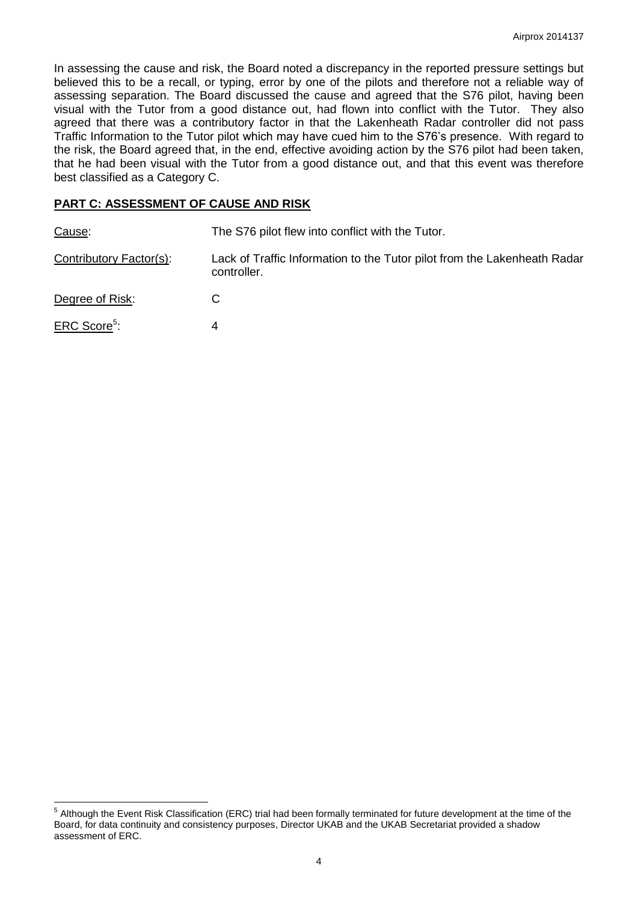In assessing the cause and risk, the Board noted a discrepancy in the reported pressure settings but believed this to be a recall, or typing, error by one of the pilots and therefore not a reliable way of assessing separation. The Board discussed the cause and agreed that the S76 pilot, having been visual with the Tutor from a good distance out, had flown into conflict with the Tutor. They also agreed that there was a contributory factor in that the Lakenheath Radar controller did not pass Traffic Information to the Tutor pilot which may have cued him to the S76's presence. With regard to the risk, the Board agreed that, in the end, effective avoiding action by the S76 pilot had been taken, that he had been visual with the Tutor from a good distance out, and that this event was therefore best classified as a Category C.

## PART C: ASSESSMENT OF CAUSE AND RISK

| | |
|---|---|
| Cause: | The S76 pilot flew into conflict with the Tutor. |
| Contributory Factor(s): | Lack of Traffic Information to the Tutor pilot from the Lakenheath Radar controller. |
| Degree of Risk: | C |
| ERC Score[5]: | 4 |

[5] Although the Event Risk Classification (ERC) trial had been formally terminated for future development at the time of the Board, for data continuity and consistency purposes, Director UKAB and the UKAB Secretariat provided a shadow assessment of ERC.